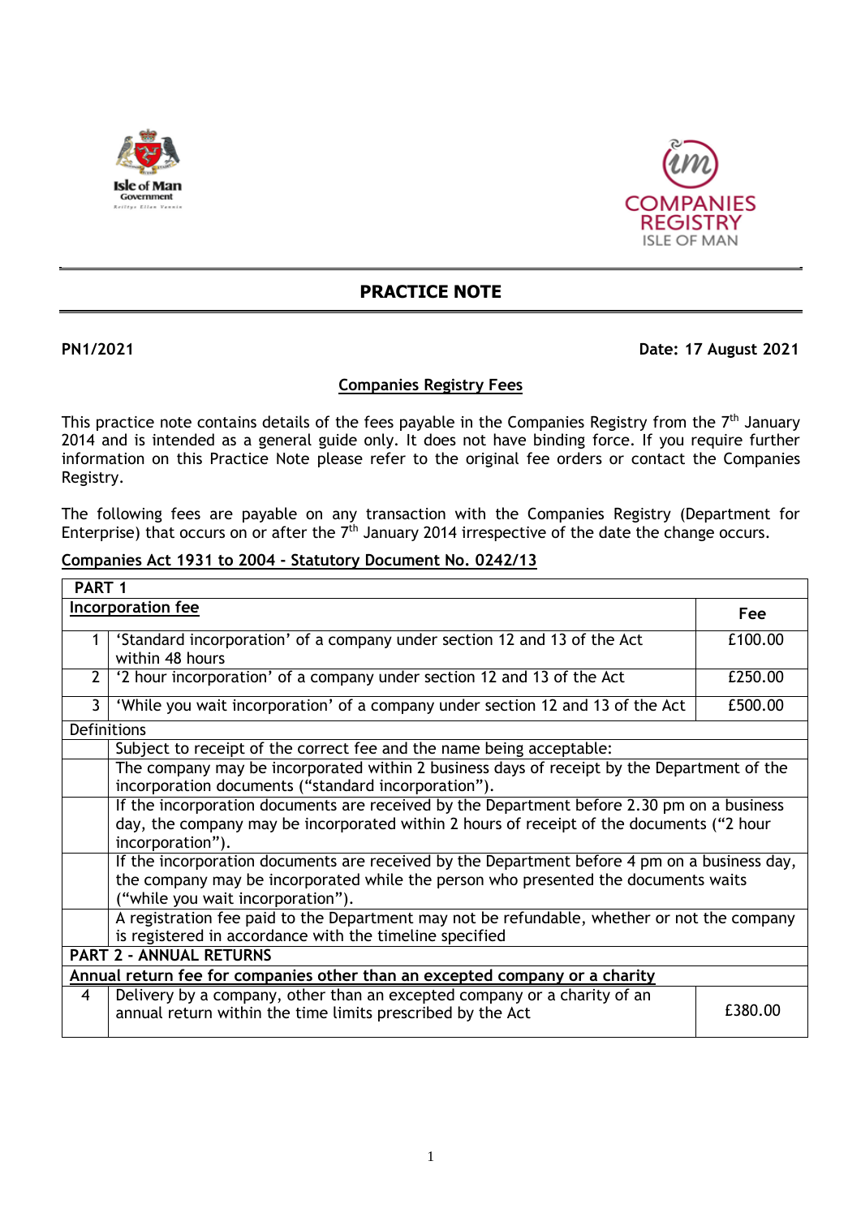# PRACTICE NOTE

**PN1/2021** **Date: 17 August 2021**

## Companies Registry Fees

This practice note contains details of the fees payable in the Companies Registry from the 7th January 2014 and is intended as a general guide only. It does not have binding force. If you require further information on this Practice Note please refer to the original fee orders or contact the Companies Registry.

The following fees are payable on any transaction with the Companies Registry (Department for Enterprise) that occurs on or after the 7th January 2014 irrespective of the date the change occurs.

**Companies Act 1931 to 2004 - Statutory Document No. 0242/13**

| PART 1 | | |
|---|---|---|
| **Incorporation fee** | | **Fee** |
| 1 | 'Standard incorporation' of a company under section 12 and 13 of the Act within 48 hours | £100.00 |
| 2 | '2 hour incorporation' of a company under section 12 and 13 of the Act | £250.00 |
| 3 | 'While you wait incorporation' of a company under section 12 and 13 of the Act | £500.00 |
| Definitions | | |
| | Subject to receipt of the correct fee and the name being acceptable: | |
| | The company may be incorporated within 2 business days of receipt by the Department of the incorporation documents ("standard incorporation"). | |
| | If the incorporation documents are received by the Department before 2.30 pm on a business day, the company may be incorporated within 2 hours of receipt of the documents ("2 hour incorporation"). | |
| | If the incorporation documents are received by the Department before 4 pm on a business day, the company may be incorporated while the person who presented the documents waits ("while you wait incorporation"). | |
| | A registration fee paid to the Department may not be refundable, whether or not the company is registered in accordance with the timeline specified | |
| **PART 2 - ANNUAL RETURNS** | | |
| **Annual return fee for companies other than an excepted company or a charity** | | |
| 4 | Delivery by a company, other than an excepted company or a charity of an annual return within the time limits prescribed by the Act | £380.00 |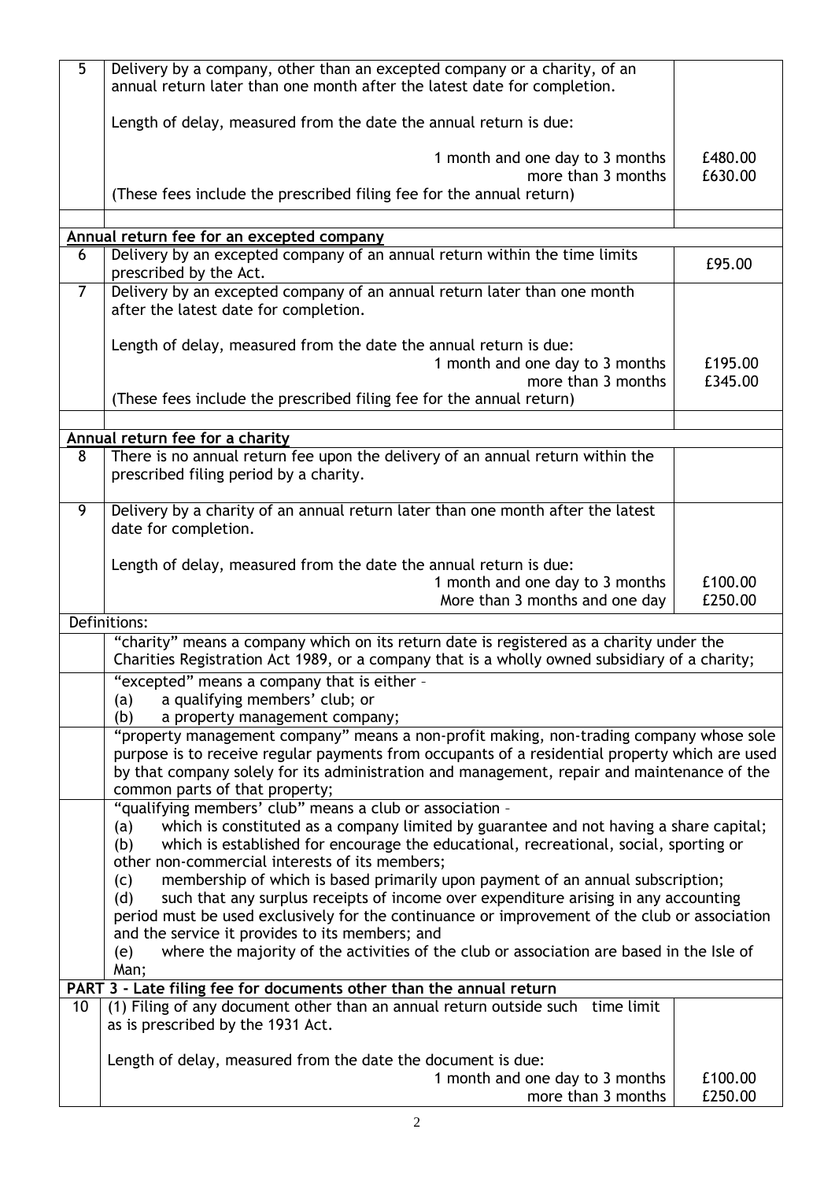| | | |
|---|---|---|
| 5 | Delivery by a company, other than an excepted company or a charity, of an annual return later than one month after the latest date for completion.<br><br>Length of delay, measured from the date the annual return is due:<br><br>1 month and one day to 3 months<br>more than 3 months<br>(These fees include the prescribed filing fee for the annual return) | <br><br><br><br>£480.00<br>£630.00 |
| | | |
| | **Annual return fee for an excepted company** | |
| 6 | Delivery by an excepted company of an annual return within the time limits prescribed by the Act. | £95.00 |
| 7 | Delivery by an excepted company of an annual return later than one month after the latest date for completion.<br><br>Length of delay, measured from the date the annual return is due:<br>1 month and one day to 3 months<br>more than 3 months<br>(These fees include the prescribed filing fee for the annual return) | <br><br><br>£195.00<br>£345.00 |
| | | |
| | **Annual return fee for a charity** | |
| 8 | There is no annual return fee upon the delivery of an annual return within the prescribed filing period by a charity. | |
| 9 | Delivery by a charity of an annual return later than one month after the latest date for completion.<br><br>Length of delay, measured from the date the annual return is due:<br>1 month and one day to 3 months<br>More than 3 months and one day | <br><br><br>£100.00<br>£250.00 |
| Definitions: | | |
| | "charity" means a company which on its return date is registered as a charity under the Charities Registration Act 1989, or a company that is a wholly owned subsidiary of a charity; | |
| | "excepted" means a company that is either –<br>(a) a qualifying members' club; or<br>(b) a property management company; | |
| | "property management company" means a non-profit making, non-trading company whose sole purpose is to receive regular payments from occupants of a residential property which are used by that company solely for its administration and management, repair and maintenance of the common parts of that property; | |
| | "qualifying members' club" means a club or association –<br>(a) which is constituted as a company limited by guarantee and not having a share capital;<br>(b) which is established for encourage the educational, recreational, social, sporting or other non-commercial interests of its members;<br>(c) membership of which is based primarily upon payment of an annual subscription;<br>(d) such that any surplus receipts of income over expenditure arising in any accounting period must be used exclusively for the continuance or improvement of the club or association and the service it provides to its members; and<br>(e) where the majority of the activities of the club or association are based in the Isle of Man; | |
| **PART 3 - Late filing fee for documents other than the annual return** | | |
| 10 | (1) Filing of any document other than an annual return outside such time limit as is prescribed by the 1931 Act.<br><br>Length of delay, measured from the date the document is due:<br>1 month and one day to 3 months<br>more than 3 months | <br><br><br>£100.00<br>£250.00 |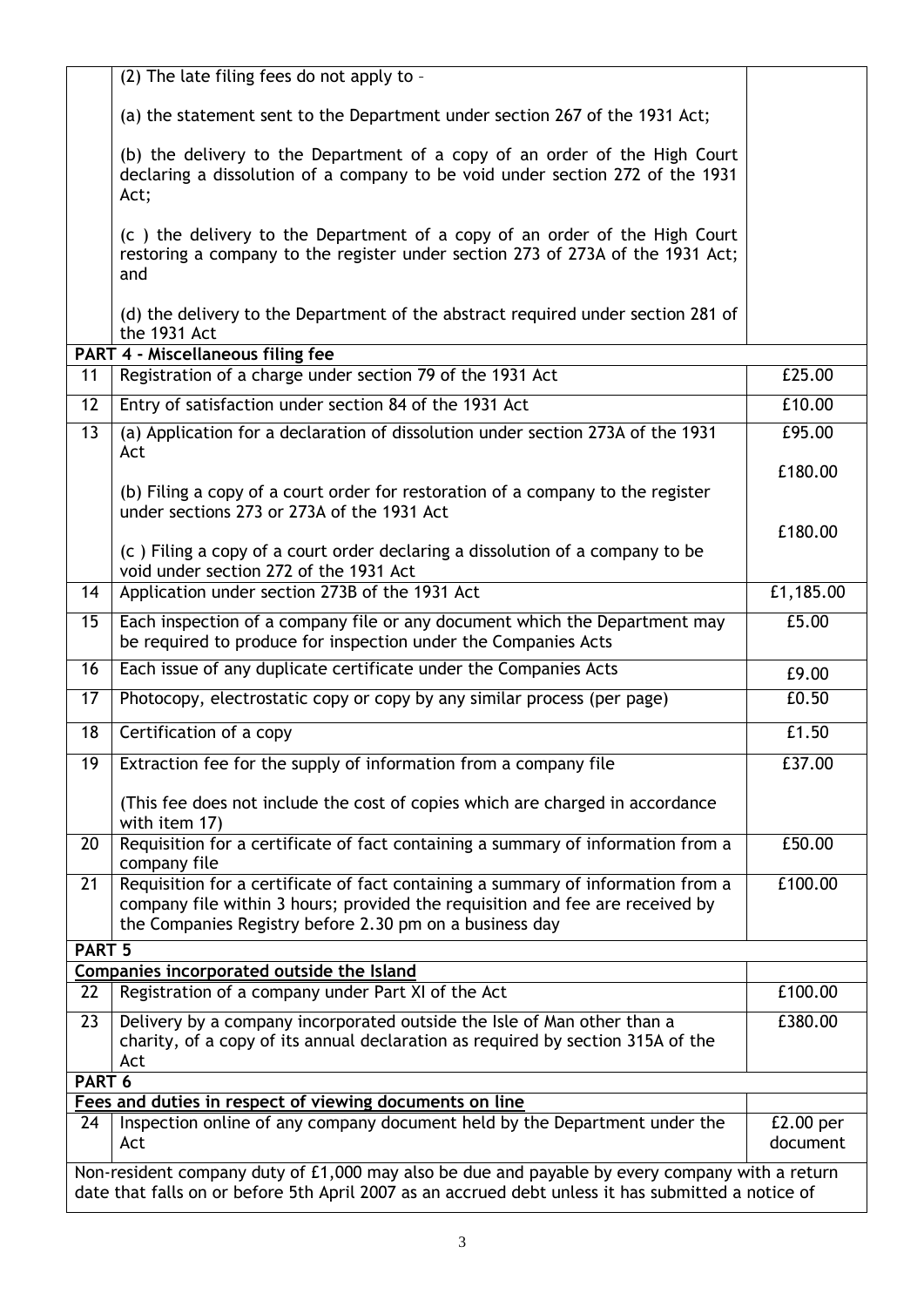| | | |
|---|---|---|
| | (2) The late filing fees do not apply to –<br><br>(a) the statement sent to the Department under section 267 of the 1931 Act;<br><br>(b) the delivery to the Department of a copy of an order of the High Court declaring a dissolution of a company to be void under section 272 of the 1931 Act;<br><br>(c ) the delivery to the Department of a copy of an order of the High Court restoring a company to the register under section 273 of 273A of the 1931 Act; and<br><br>(d) the delivery to the Department of the abstract required under section 281 of the 1931 Act | |
| **PART 4 - Miscellaneous filing fee** | | |
| 11 | Registration of a charge under section 79 of the 1931 Act | £25.00 |
| 12 | Entry of satisfaction under section 84 of the 1931 Act | £10.00 |
| 13 | (a) Application for a declaration of dissolution under section 273A of the 1931 Act<br><br>(b) Filing a copy of a court order for restoration of a company to the register under sections 273 or 273A of the 1931 Act<br><br>(c ) Filing a copy of a court order declaring a dissolution of a company to be void under section 272 of the 1931 Act | £95.00<br><br>£180.00<br><br>£180.00 |
| 14 | Application under section 273B of the 1931 Act | £1,185.00 |
| 15 | Each inspection of a company file or any document which the Department may be required to produce for inspection under the Companies Acts | £5.00 |
| 16 | Each issue of any duplicate certificate under the Companies Acts | £9.00 |
| 17 | Photocopy, electrostatic copy or copy by any similar process (per page) | £0.50 |
| 18 | Certification of a copy | £1.50 |
| 19 | Extraction fee for the supply of information from a company file<br><br>(This fee does not include the cost of copies which are charged in accordance with item 17) | £37.00 |
| 20 | Requisition for a certificate of fact containing a summary of information from a company file | £50.00 |
| 21 | Requisition for a certificate of fact containing a summary of information from a company file within 3 hours; provided the requisition and fee are received by the Companies Registry before 2.30 pm on a business day | £100.00 |
| **PART 5** | | |
| **Companies incorporated outside the Island** | | |
| 22 | Registration of a company under Part XI of the Act | £100.00 |
| 23 | Delivery by a company incorporated outside the Isle of Man other than a charity, of a copy of its annual declaration as required by section 315A of the Act | £380.00 |
| **PART 6** | | |
| **Fees and duties in respect of viewing documents on line** | | |
| 24 | Inspection online of any company document held by the Department under the Act | £2.00 per document |
| Non-resident company duty of £1,000 may also be due and payable by every company with a return date that falls on or before 5th April 2007 as an accrued debt unless it has submitted a notice of | | |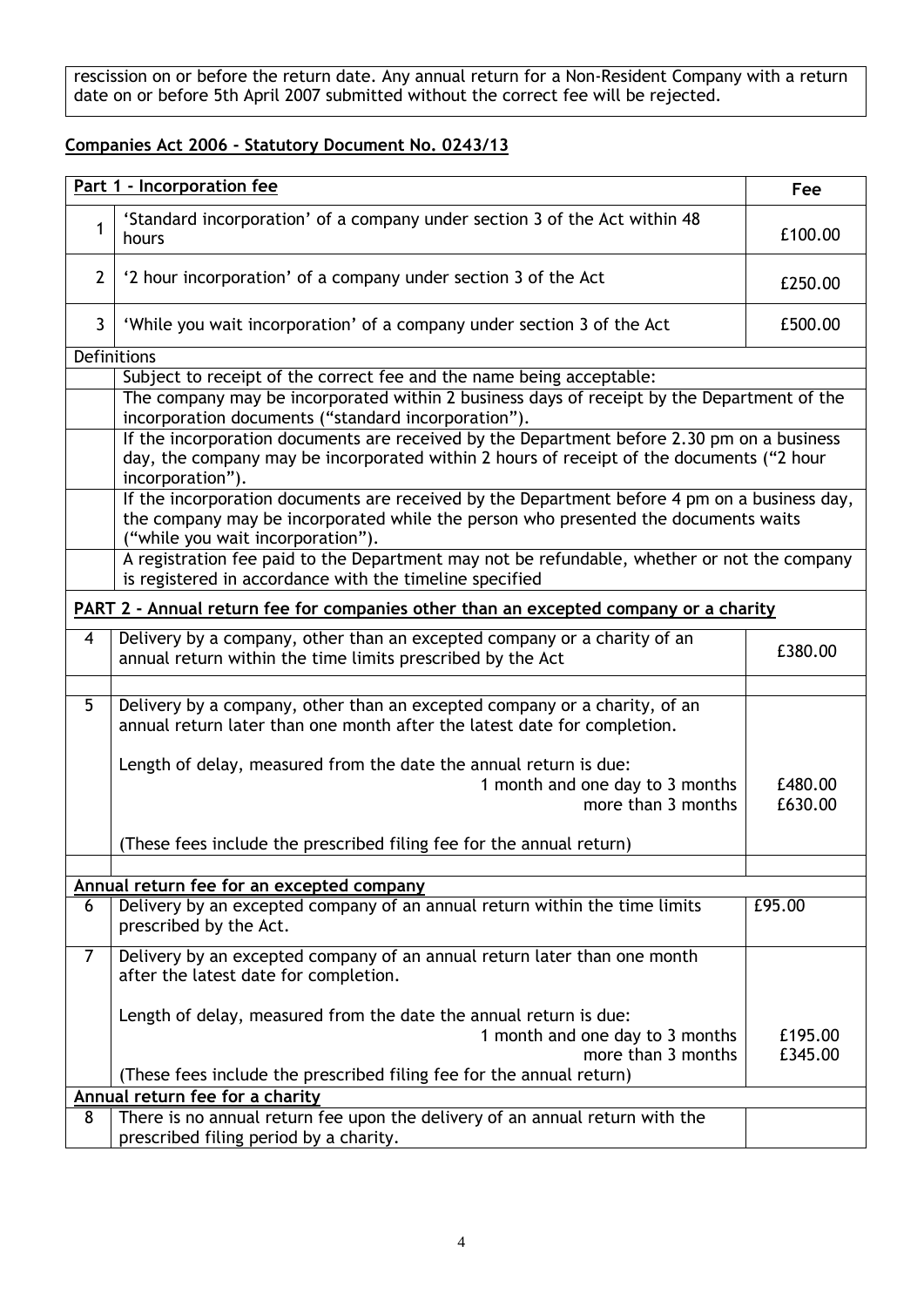rescission on or before the return date. Any annual return for a Non-Resident Company with a return date on or before 5th April 2007 submitted without the correct fee will be rejected.

## Companies Act 2006 - Statutory Document No. 0243/13

| | **Part 1 - Incorporation fee** | **Fee** |
|---|---|---|
| 1 | 'Standard incorporation' of a company under section 3 of the Act within 48 hours | £100.00 |
| 2 | '2 hour incorporation' of a company under section 3 of the Act | £250.00 |
| 3 | 'While you wait incorporation' of a company under section 3 of the Act | £500.00 |
| Definitions | | |
| | Subject to receipt of the correct fee and the name being acceptable: | |
| | The company may be incorporated within 2 business days of receipt by the Department of the incorporation documents ("standard incorporation"). | |
| | If the incorporation documents are received by the Department before 2.30 pm on a business day, the company may be incorporated within 2 hours of receipt of the documents ("2 hour incorporation"). | |
| | If the incorporation documents are received by the Department before 4 pm on a business day, the company may be incorporated while the person who presented the documents waits ("while you wait incorporation"). | |
| | A registration fee paid to the Department may not be refundable, whether or not the company is registered in accordance with the timeline specified | |
| | **PART 2 - Annual return fee for companies other than an excepted company or a charity** | |
| 4 | Delivery by a company, other than an excepted company or a charity of an annual return within the time limits prescribed by the Act | £380.00 |
| | | |
| 5 | Delivery by a company, other than an excepted company or a charity, of an annual return later than one month after the latest date for completion.<br><br>Length of delay, measured from the date the annual return is due:<br>1 month and one day to 3 months<br>more than 3 months<br><br>(These fees include the prescribed filing fee for the annual return) | <br><br><br>£480.00<br>£630.00 |
| | | |
| | **Annual return fee for an excepted company** | |
| 6 | Delivery by an excepted company of an annual return within the time limits prescribed by the Act. | £95.00 |
| 7 | Delivery by an excepted company of an annual return later than one month after the latest date for completion.<br><br>Length of delay, measured from the date the annual return is due:<br>1 month and one day to 3 months<br>more than 3 months<br>(These fees include the prescribed filing fee for the annual return) | <br><br><br>£195.00<br>£345.00 |
| | **Annual return fee for a charity** | |
| 8 | There is no annual return fee upon the delivery of an annual return with the prescribed filing period by a charity. | |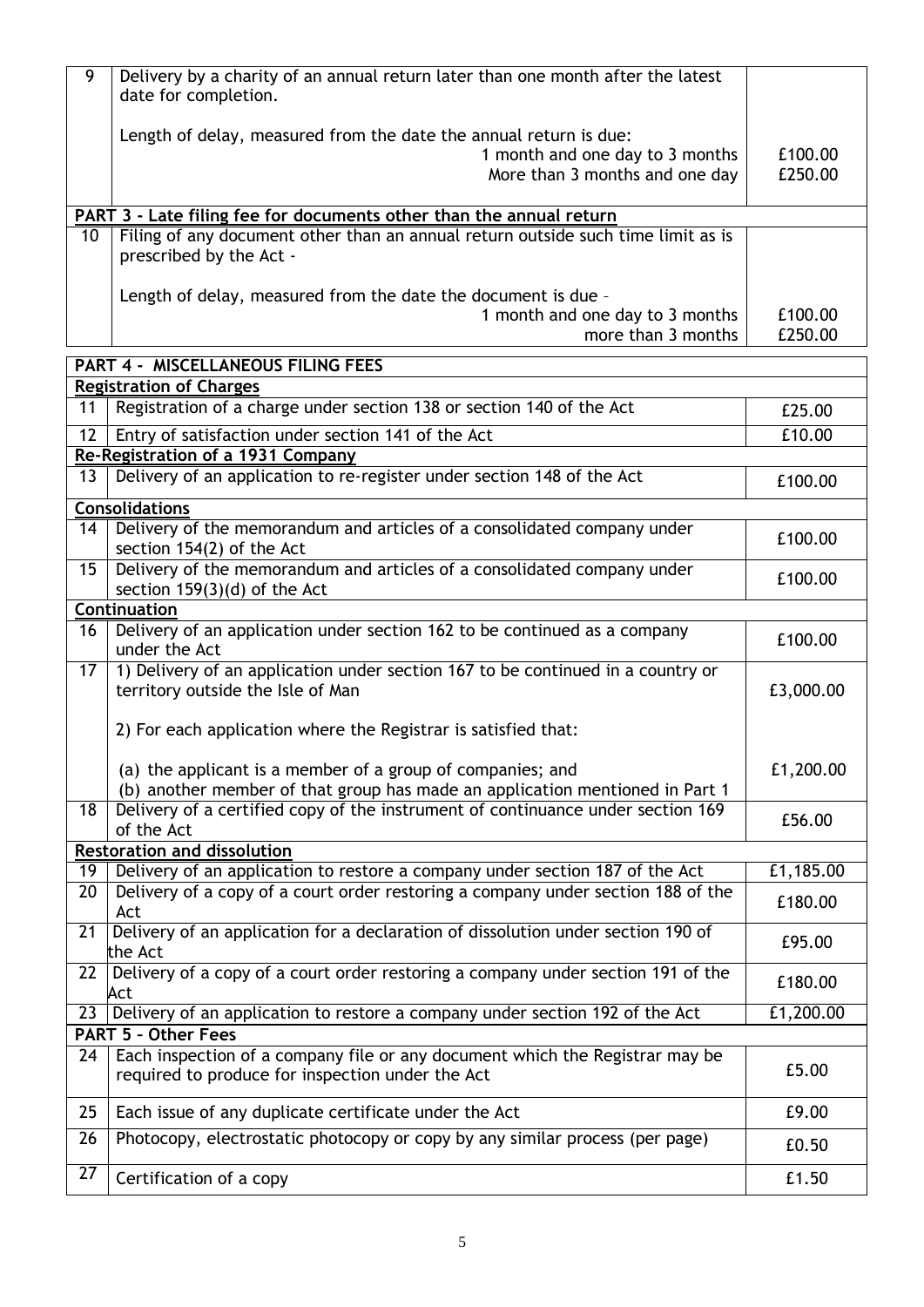| | | |
|---|---|---|
| 9 | Delivery by a charity of an annual return later than one month after the latest date for completion.<br><br>Length of delay, measured from the date the annual return is due:<br>1 month and one day to 3 months<br>More than 3 months and one day | <br><br><br>£100.00<br>£250.00 |
| **PART 3 - Late filing fee for documents other than the annual return** | | |
| 10 | Filing of any document other than an annual return outside such time limit as is prescribed by the Act -<br><br>Length of delay, measured from the date the document is due -<br>1 month and one day to 3 months<br>more than 3 months | <br><br><br>£100.00<br>£250.00 |
| **PART 4 - MISCELLANEOUS FILING FEES** | | |
| **Registration of Charges** | | |
| 11 | Registration of a charge under section 138 or section 140 of the Act | £25.00 |
| 12 | Entry of satisfaction under section 141 of the Act | £10.00 |
| **Re-Registration of a 1931 Company** | | |
| 13 | Delivery of an application to re-register under section 148 of the Act | £100.00 |
| **Consolidations** | | |
| 14 | Delivery of the memorandum and articles of a consolidated company under section 154(2) of the Act | £100.00 |
| 15 | Delivery of the memorandum and articles of a consolidated company under section 159(3)(d) of the Act | £100.00 |
| **Continuation** | | |
| 16 | Delivery of an application under section 162 to be continued as a company under the Act | £100.00 |
| 17 | 1) Delivery of an application under section 167 to be continued in a country or territory outside the Isle of Man<br><br>2) For each application where the Registrar is satisfied that:<br><br>(a) the applicant is a member of a group of companies; and<br>(b) another member of that group has made an application mentioned in Part 1 | £3,000.00<br><br><br><br>£1,200.00 |
| 18 | Delivery of a certified copy of the instrument of continuance under section 169 of the Act | £56.00 |
| **Restoration and dissolution** | | |
| 19 | Delivery of an application to restore a company under section 187 of the Act | £1,185.00 |
| 20 | Delivery of a copy of a court order restoring a company under section 188 of the Act | £180.00 |
| 21 | Delivery of an application for a declaration of dissolution under section 190 of the Act | £95.00 |
| 22 | Delivery of a copy of a court order restoring a company under section 191 of the Act | £180.00 |
| 23 | Delivery of an application to restore a company under section 192 of the Act | £1,200.00 |
| **PART 5 - Other Fees** | | |
| 24 | Each inspection of a company file or any document which the Registrar may be required to produce for inspection under the Act | £5.00 |
| 25 | Each issue of any duplicate certificate under the Act | £9.00 |
| 26 | Photocopy, electrostatic photocopy or copy by any similar process (per page) | £0.50 |
| 27 | Certification of a copy | £1.50 |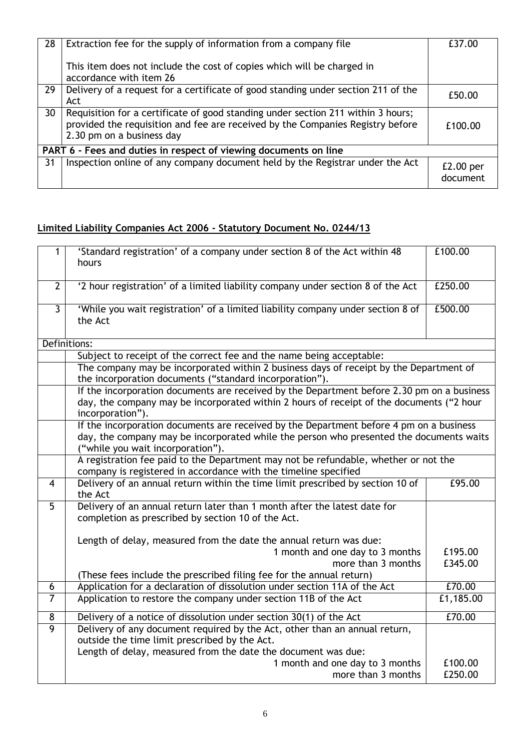| | | |
|---|---|---|
| 28 | Extraction fee for the supply of information from a company file<br><br>This item does not include the cost of copies which will be charged in accordance with item 26 | £37.00 |
| 29 | Delivery of a request for a certificate of good standing under section 211 of the Act | £50.00 |
| 30 | Requisition for a certificate of good standing under section 211 within 3 hours; provided the requisition and fee are received by the Companies Registry before 2.30 pm on a business day | £100.00 |
| **PART 6 - Fees and duties in respect of viewing documents on line** | | |
| 31 | Inspection online of any company document held by the Registrar under the Act | £2.00 per document |

## Limited Liability Companies Act 2006 - Statutory Document No. 0244/13

| | | |
|---|---|---|
| 1 | 'Standard registration' of a company under section 8 of the Act within 48 hours | £100.00 |
| 2 | '2 hour registration' of a limited liability company under section 8 of the Act | £250.00 |
| 3 | 'While you wait registration' of a limited liability company under section 8 of the Act | £500.00 |
| Definitions: | | |
| | Subject to receipt of the correct fee and the name being acceptable: | |
| | The company may be incorporated within 2 business days of receipt by the Department of the incorporation documents ("standard incorporation"). | |
| | If the incorporation documents are received by the Department before 2.30 pm on a business day, the company may be incorporated within 2 hours of receipt of the documents ("2 hour incorporation"). | |
| | If the incorporation documents are received by the Department before 4 pm on a business day, the company may be incorporated while the person who presented the documents waits ("while you wait incorporation"). | |
| | A registration fee paid to the Department may not be refundable, whether or not the company is registered in accordance with the timeline specified | |
| 4 | Delivery of an annual return within the time limit prescribed by section 10 of the Act | £95.00 |
| 5 | Delivery of an annual return later than 1 month after the latest date for completion as prescribed by section 10 of the Act.<br><br>Length of delay, measured from the date the annual return was due:<br>1 month and one day to 3 months<br>more than 3 months<br>(These fees include the prescribed filing fee for the annual return) | <br><br><br>£195.00<br>£345.00 |
| 6 | Application for a declaration of dissolution under section 11A of the Act | £70.00 |
| 7 | Application to restore the company under section 11B of the Act | £1,185.00 |
| 8 | Delivery of a notice of dissolution under section 30(1) of the Act | £70.00 |
| 9 | Delivery of any document required by the Act, other than an annual return, outside the time limit prescribed by the Act.<br>Length of delay, measured from the date the document was due:<br>1 month and one day to 3 months<br>more than 3 months | <br><br><br>£100.00<br>£250.00 |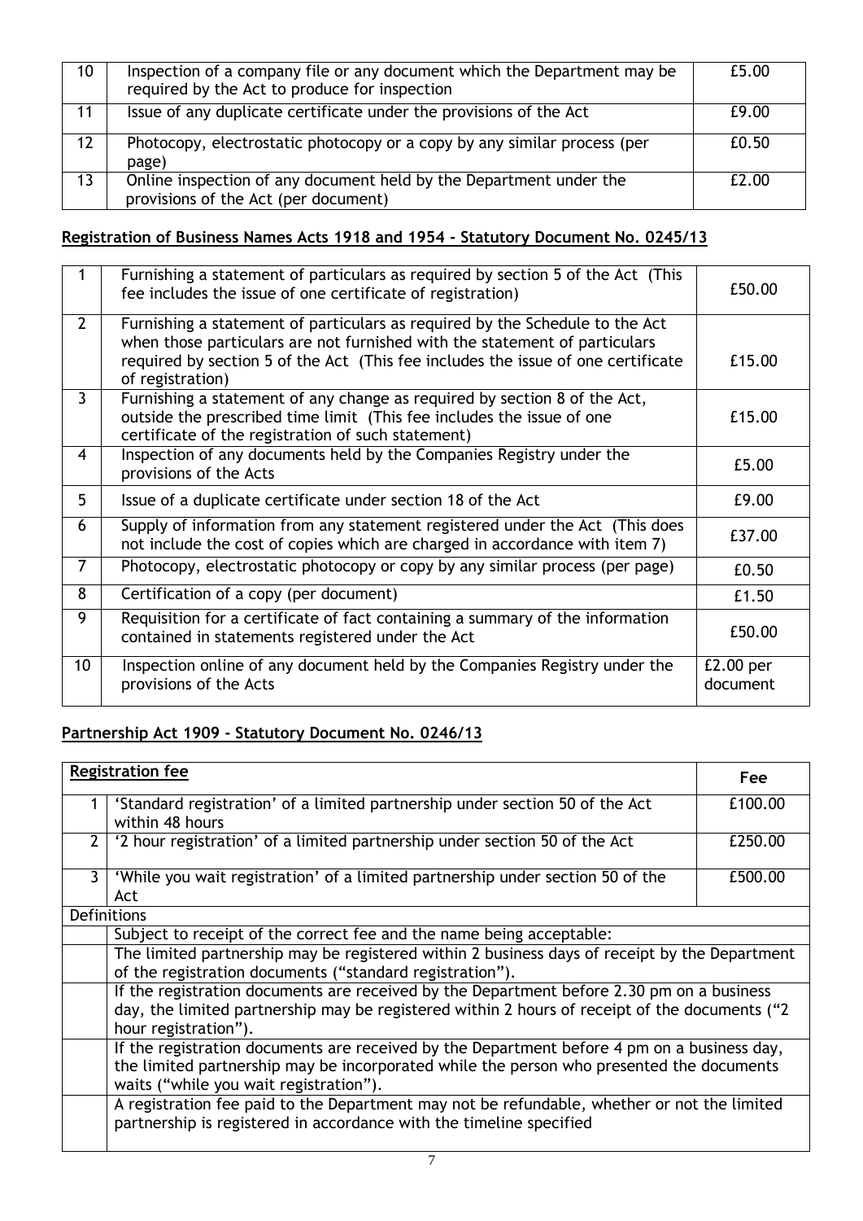| | | |
|---|---|---|
| 10 | Inspection of a company file or any document which the Department may be required by the Act to produce for inspection | £5.00 |
| 11 | Issue of any duplicate certificate under the provisions of the Act | £9.00 |
| 12 | Photocopy, electrostatic photocopy or a copy by any similar process (per page) | £0.50 |
| 13 | Online inspection of any document held by the Department under the provisions of the Act (per document) | £2.00 |

## **Registration of Business Names Acts 1918 and 1954 - Statutory Document No. 0245/13**

| | | |
|---|---|---|
| 1 | Furnishing a statement of particulars as required by section 5 of the Act (This fee includes the issue of one certificate of registration) | £50.00 |
| 2 | Furnishing a statement of particulars as required by the Schedule to the Act when those particulars are not furnished with the statement of particulars required by section 5 of the Act (This fee includes the issue of one certificate of registration) | £15.00 |
| 3 | Furnishing a statement of any change as required by section 8 of the Act, outside the prescribed time limit (This fee includes the issue of one certificate of the registration of such statement) | £15.00 |
| 4 | Inspection of any documents held by the Companies Registry under the provisions of the Acts | £5.00 |
| 5 | Issue of a duplicate certificate under section 18 of the Act | £9.00 |
| 6 | Supply of information from any statement registered under the Act (This does not include the cost of copies which are charged in accordance with item 7) | £37.00 |
| 7 | Photocopy, electrostatic photocopy or copy by any similar process (per page) | £0.50 |
| 8 | Certification of a copy (per document) | £1.50 |
| 9 | Requisition for a certificate of fact containing a summary of the information contained in statements registered under the Act | £50.00 |
| 10 | Inspection online of any document held by the Companies Registry under the provisions of the Acts | £2.00 per document |

## **Partnership Act 1909 - Statutory Document No. 0246/13**

| **Registration fee** | | **Fee** |
|---|---|---|
| 1 | 'Standard registration' of a limited partnership under section 50 of the Act within 48 hours | £100.00 |
| 2 | '2 hour registration' of a limited partnership under section 50 of the Act | £250.00 |
| 3 | 'While you wait registration' of a limited partnership under section 50 of the Act | £500.00 |
| Definitions | | |
| | Subject to receipt of the correct fee and the name being acceptable: | |
| | The limited partnership may be registered within 2 business days of receipt by the Department of the registration documents ("standard registration"). | |
| | If the registration documents are received by the Department before 2.30 pm on a business day, the limited partnership may be registered within 2 hours of receipt of the documents ("2 hour registration"). | |
| | If the registration documents are received by the Department before 4 pm on a business day, the limited partnership may be incorporated while the person who presented the documents waits ("while you wait registration"). | |
| | A registration fee paid to the Department may not be refundable, whether or not the limited partnership is registered in accordance with the timeline specified | |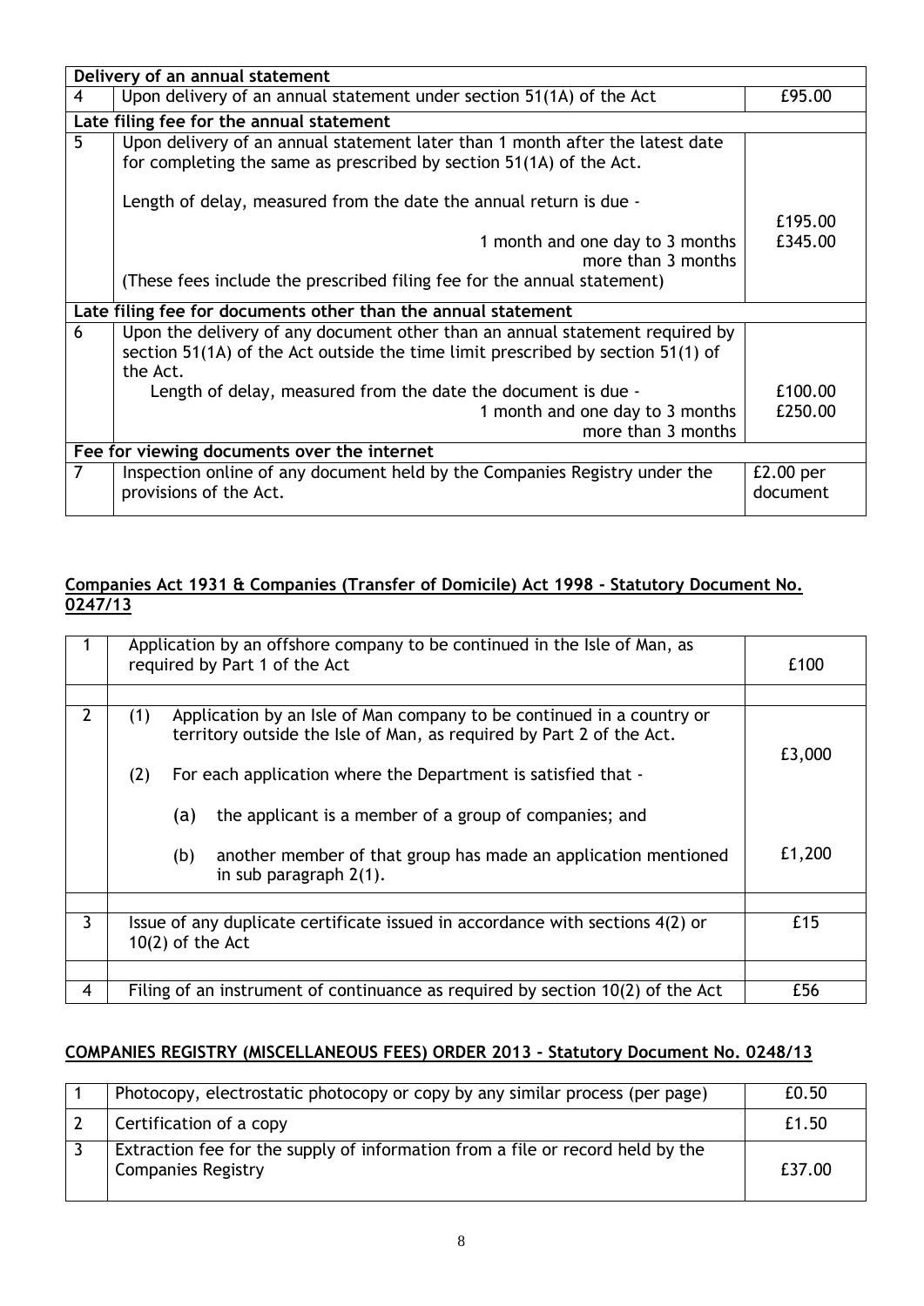| Delivery of an annual statement | | |
|---|---|---|
| 4 | Upon delivery of an annual statement under section 51(1A) of the Act | £95.00 |
| **Late filing fee for the annual statement** | | |
| 5 | Upon delivery of an annual statement later than 1 month after the latest date for completing the same as prescribed by section 51(1A) of the Act.<br><br>Length of delay, measured from the date the annual return is due -<br><br>1 month and one day to 3 months<br>more than 3 months<br><br>(These fees include the prescribed filing fee for the annual statement) | £195.00<br>£345.00 |
| **Late filing fee for documents other than the annual statement** | | |
| 6 | Upon the delivery of any document other than an annual statement required by section 51(1A) of the Act outside the time limit prescribed by section 51(1) of the Act.<br>Length of delay, measured from the date the document is due -<br>1 month and one day to 3 months<br>more than 3 months | £100.00<br>£250.00 |
| **Fee for viewing documents over the internet** | | |
| 7 | Inspection online of any document held by the Companies Registry under the provisions of the Act. | £2.00 per document |

**Companies Act 1931 & Companies (Transfer of Domicile) Act 1998 - Statutory Document No. 0247/13**

| | | |
|---|---|---|
| 1 | Application by an offshore company to be continued in the Isle of Man, as required by Part 1 of the Act | £100 |
| | | |
| 2 | (1) Application by an Isle of Man company to be continued in a country or territory outside the Isle of Man, as required by Part 2 of the Act. | £3,000 |
| | (2) For each application where the Department is satisfied that -<br>(a) the applicant is a member of a group of companies; and<br>(b) another member of that group has made an application mentioned in sub paragraph 2(1). | £1,200 |
| | | |
| 3 | Issue of any duplicate certificate issued in accordance with sections 4(2) or 10(2) of the Act | £15 |
| | | |
| 4 | Filing of an instrument of continuance as required by section 10(2) of the Act | £56 |

**COMPANIES REGISTRY (MISCELLANEOUS FEES) ORDER 2013 - Statutory Document No. 0248/13**

| | | |
|---|---|---|
| 1 | Photocopy, electrostatic photocopy or copy by any similar process (per page) | £0.50 |
| 2 | Certification of a copy | £1.50 |
| 3 | Extraction fee for the supply of information from a file or record held by the Companies Registry | £37.00 |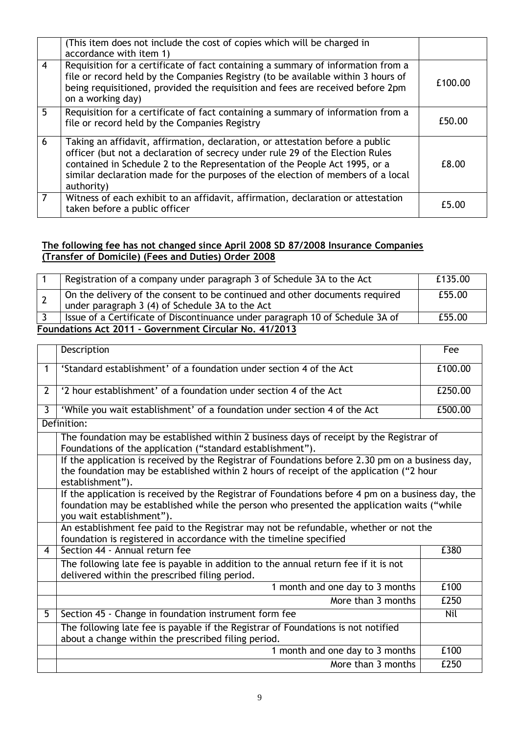| | | |
|---|---|---|
| | (This item does not include the cost of copies which will be charged in accordance with item 1) | |
| 4 | Requisition for a certificate of fact containing a summary of information from a file or record held by the Companies Registry (to be available within 3 hours of being requisitioned, provided the requisition and fees are received before 2pm on a working day) | £100.00 |
| 5 | Requisition for a certificate of fact containing a summary of information from a file or record held by the Companies Registry | £50.00 |
| 6 | Taking an affidavit, affirmation, declaration, or attestation before a public officer (but not a declaration of secrecy under rule 29 of the Election Rules contained in Schedule 2 to the Representation of the People Act 1995, or a similar declaration made for the purposes of the election of members of a local authority) | £8.00 |
| 7 | Witness of each exhibit to an affidavit, affirmation, declaration or attestation taken before a public officer | £5.00 |

**The following fee has not changed since April 2008 SD 87/2008 Insurance Companies (Transfer of Domicile) (Fees and Duties) Order 2008**

| | | |
|---|---|---|
| 1 | Registration of a company under paragraph 3 of Schedule 3A to the Act | £135.00 |
| 2 | On the delivery of the consent to be continued and other documents required under paragraph 3 (4) of Schedule 3A to the Act | £55.00 |
| 3 | Issue of a Certificate of Discontinuance under paragraph 10 of Schedule 3A of | £55.00 |

**Foundations Act 2011 - Government Circular No. 41/2013**

| | Description | Fee |
|---|---|---|
| 1 | 'Standard establishment' of a foundation under section 4 of the Act | £100.00 |
| 2 | '2 hour establishment' of a foundation under section 4 of the Act | £250.00 |
| 3 | 'While you wait establishment' of a foundation under section 4 of the Act | £500.00 |
| | Definition: | |
| | The foundation may be established within 2 business days of receipt by the Registrar of Foundations of the application ("standard establishment"). | |
| | If the application is received by the Registrar of Foundations before 2.30 pm on a business day, the foundation may be established within 2 hours of receipt of the application ("2 hour establishment"). | |
| | If the application is received by the Registrar of Foundations before 4 pm on a business day, the foundation may be established while the person who presented the application waits ("while you wait establishment"). | |
| | An establishment fee paid to the Registrar may not be refundable, whether or not the foundation is registered in accordance with the timeline specified | |
| 4 | Section 44 - Annual return fee | £380 |
| | The following late fee is payable in addition to the annual return fee if it is not delivered within the prescribed filing period. | |
| | 1 month and one day to 3 months | £100 |
| | More than 3 months | £250 |
| 5 | Section 45 - Change in foundation instrument form fee | Nil |
| | The following late fee is payable if the Registrar of Foundations is not notified about a change within the prescribed filing period. | |
| | 1 month and one day to 3 months | £100 |
| | More than 3 months | £250 |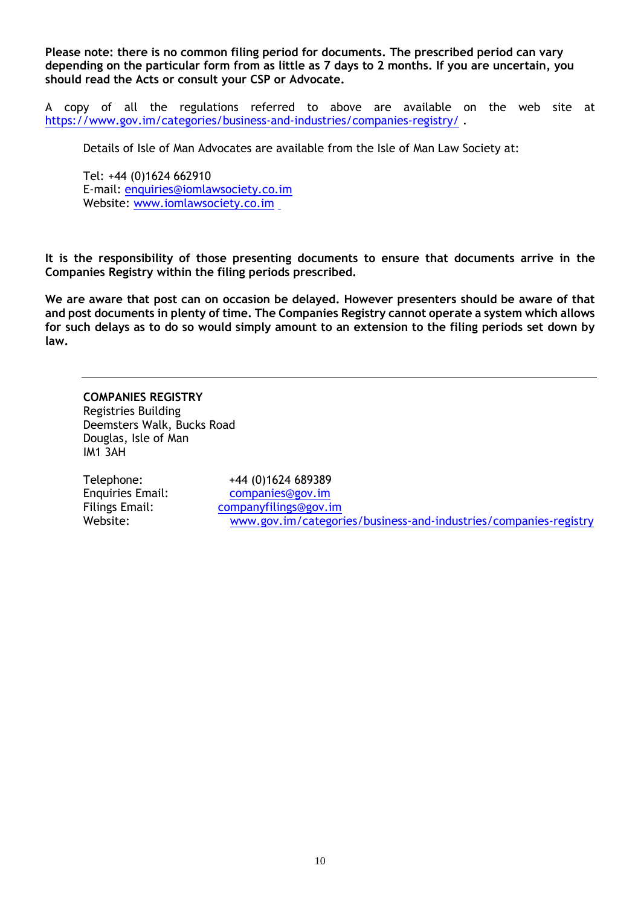**Please note: there is no common filing period for documents. The prescribed period can vary depending on the particular form from as little as 7 days to 2 months. If you are uncertain, you should read the Acts or consult your CSP or Advocate.**

A copy of all the regulations referred to above are available on the web site at https://www.gov.im/categories/business-and-industries/companies-registry/ .

Details of Isle of Man Advocates are available from the Isle of Man Law Society at:

Tel: +44 (0)1624 662910
E-mail: enquiries@iomlawsociety.co.im
Website: www.iomlawsociety.co.im

**It is the responsibility of those presenting documents to ensure that documents arrive in the Companies Registry within the filing periods prescribed.**

**We are aware that post can on occasion be delayed. However presenters should be aware of that and post documents in plenty of time. The Companies Registry cannot operate a system which allows for such delays as to do so would simply amount to an extension to the filing periods set down by law.**

---

**COMPANIES REGISTRY**
Registries Building
Deemsters Walk, Bucks Road
Douglas, Isle of Man
IM1 3AH

| | |
|---|---|
| Telephone: | +44 (0)1624 689389 |
| Enquiries Email: | companies@gov.im |
| Filings Email: | companyfilings@gov.im |
| Website: | www.gov.im/categories/business-and-industries/companies-registry |